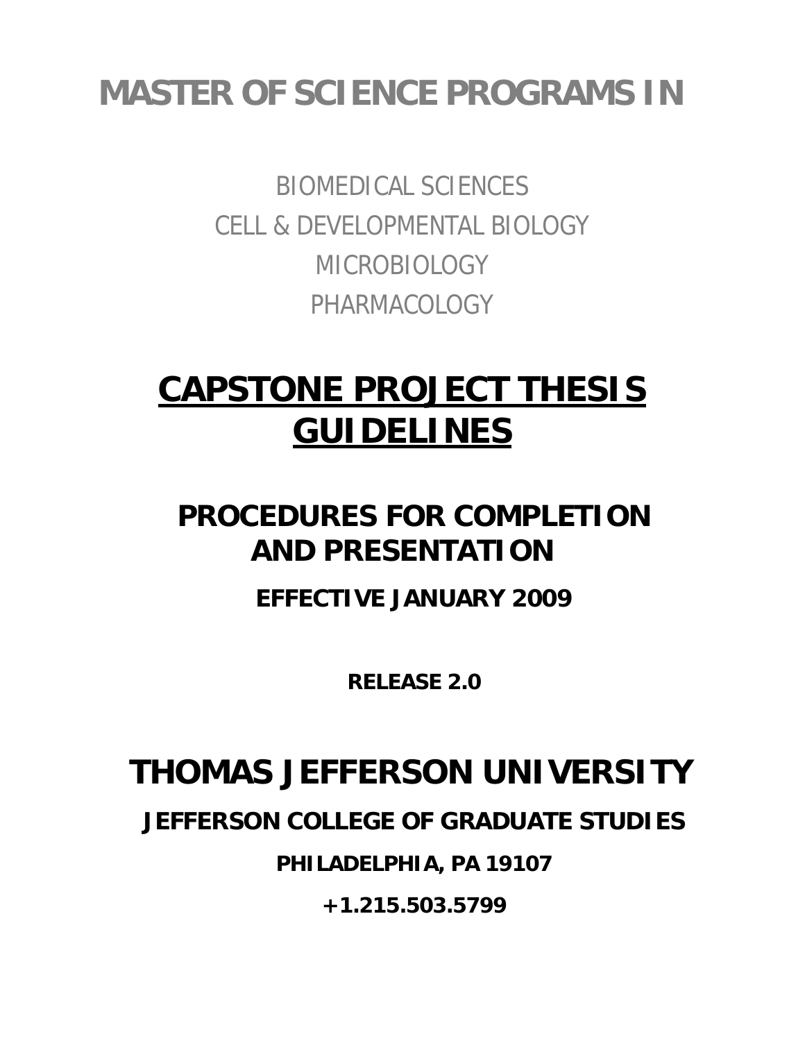# MASTER OF SCIENCE PROGRAMS IN

BIOMEDICAL SCIENCES

CELL & DEVELOPMENTAL BIOLOGY

MICROBIOLOGY

PHARMACOLOGY

# CAPSTONE PROJECT THESIS GUIDELINES

## PROCEDURES FOR COMPLETION AND PRESENTATION

**EFFECTIVE JANUARY 2009**

**RELEASE 2.0**

# THOMAS JEFFERSON UNIVERSITY

**JEFFERSON COLLEGE OF GRADUATE STUDIES**

**PHILADELPHIA, PA 19107**

**+1.215.503.5799**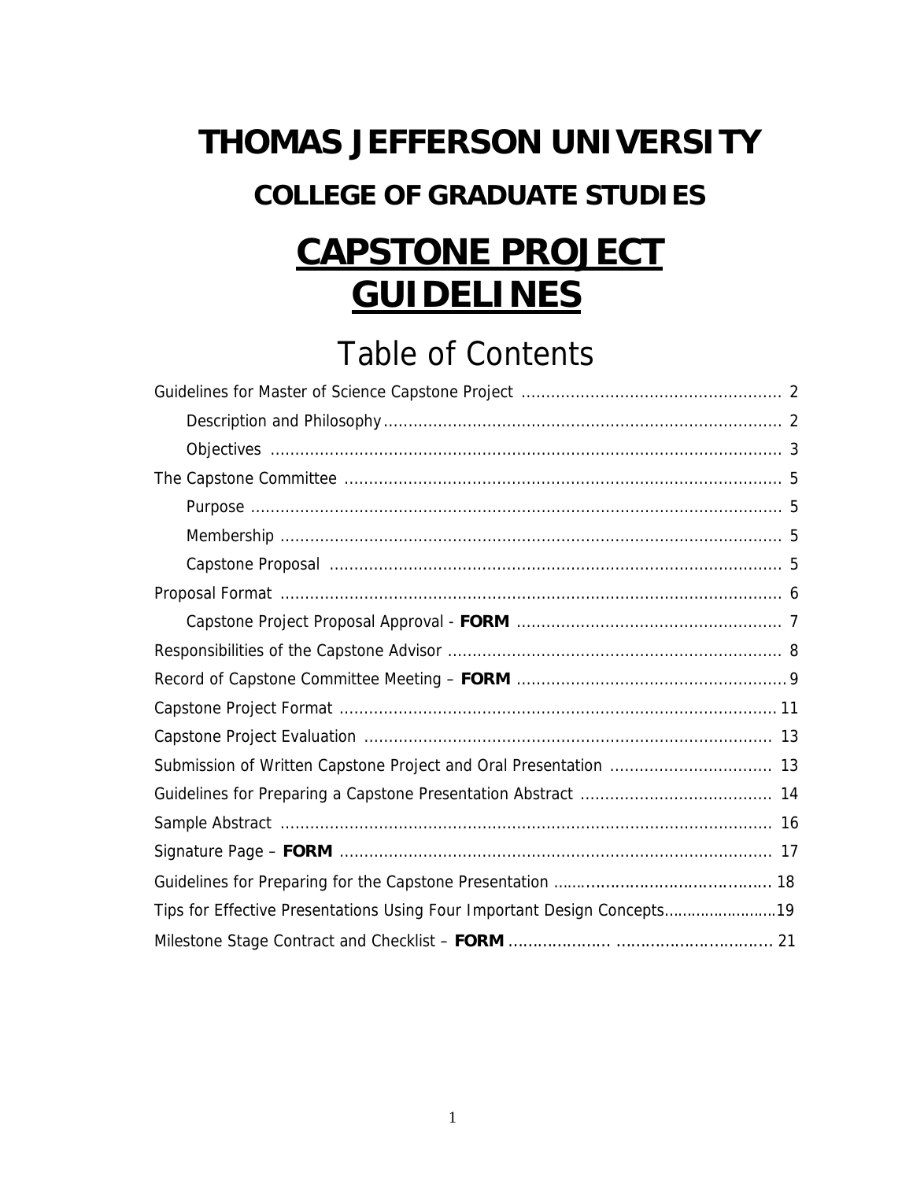# THOMAS JEFFERSON UNIVERSITY

## COLLEGE OF GRADUATE STUDIES

# CAPSTONE PROJECT GUIDELINES

## Table of Contents

Guidelines for Master of Science Capstone Project .................................................... 2

- Description and Philosophy ................................................................................ 2
- Objectives ....................................................................................................... 3

The Capstone Committee ........................................................................................ 5

- Purpose .......................................................................................................... 5
- Membership ..................................................................................................... 5
- Capstone Proposal ........................................................................................... 5

Proposal Format ..................................................................................................... 6

- Capstone Project Proposal Approval - **FORM** ..................................................... 7

Responsibilities of the Capstone Advisor ................................................................... 8

Record of Capstone Committee Meeting – **FORM** ...................................................... 9

Capstone Project Format ........................................................................................ 11

Capstone Project Evaluation .................................................................................. 13

Submission of Written Capstone Project and Oral Presentation ................................. 13

Guidelines for Preparing a Capstone Presentation Abstract ....................................... 14

Sample Abstract ................................................................................................... 16

Signature Page – **FORM** ...................................................................................... 17

Guidelines for Preparing for the Capstone Presentation ............................................ 18

Tips for Effective Presentations Using Four Important Design Concepts ......................... 19

Milestone Stage Contract and Checklist – **FORM** ..................................................... 21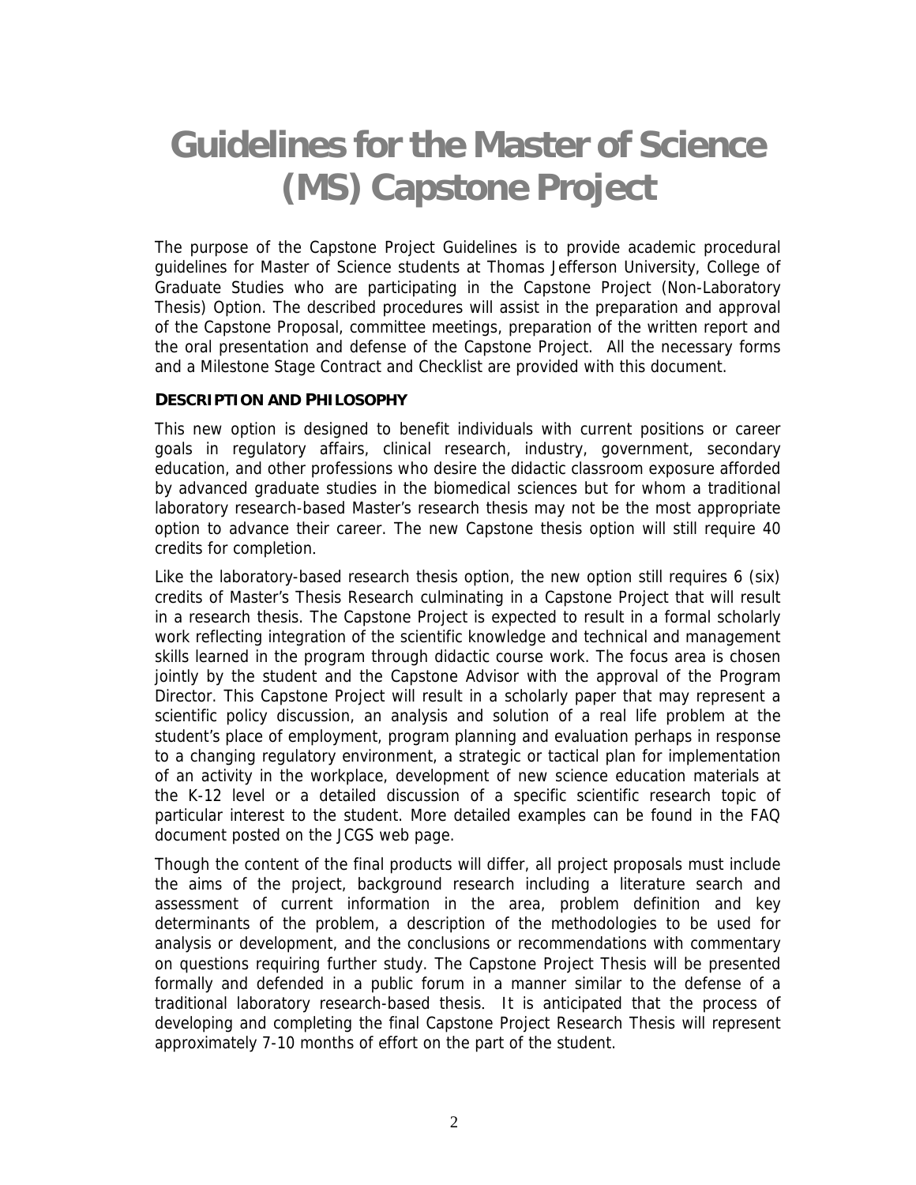# Guidelines for the Master of Science (MS) Capstone Project

The purpose of the Capstone Project Guidelines is to provide academic procedural guidelines for Master of Science students at Thomas Jefferson University, College of Graduate Studies who are participating in the Capstone Project (Non-Laboratory Thesis) Option. The described procedures will assist in the preparation and approval of the Capstone Proposal, committee meetings, preparation of the written report and the oral presentation and defense of the Capstone Project. All the necessary forms and a Milestone Stage Contract and Checklist are provided with this document.

**DESCRIPTION AND PHILOSOPHY**

This new option is designed to benefit individuals with current positions or career goals in regulatory affairs, clinical research, industry, government, secondary education, and other professions who desire the didactic classroom exposure afforded by advanced graduate studies in the biomedical sciences but for whom a traditional laboratory research-based Master's research thesis may not be the most appropriate option to advance their career. The new Capstone thesis option will still require 40 credits for completion.

Like the laboratory-based research thesis option, the new option still requires 6 (six) credits of Master's Thesis Research culminating in a Capstone Project that will result in a research thesis. The Capstone Project is expected to result in a formal scholarly work reflecting integration of the scientific knowledge and technical and management skills learned in the program through didactic course work. The focus area is chosen jointly by the student and the Capstone Advisor with the approval of the Program Director. This Capstone Project will result in a scholarly paper that may represent a scientific policy discussion, an analysis and solution of a real life problem at the student's place of employment, program planning and evaluation perhaps in response to a changing regulatory environment, a strategic or tactical plan for implementation of an activity in the workplace, development of new science education materials at the K-12 level or a detailed discussion of a specific scientific research topic of particular interest to the student. More detailed examples can be found in the FAQ document posted on the JCGS web page.

Though the content of the final products will differ, all project proposals must include the aims of the project, background research including a literature search and assessment of current information in the area, problem definition and key determinants of the problem, a description of the methodologies to be used for analysis or development, and the conclusions or recommendations with commentary on questions requiring further study. The Capstone Project Thesis will be presented formally and defended in a public forum in a manner similar to the defense of a traditional laboratory research-based thesis. It is anticipated that the process of developing and completing the final Capstone Project Research Thesis will represent approximately 7-10 months of effort on the part of the student.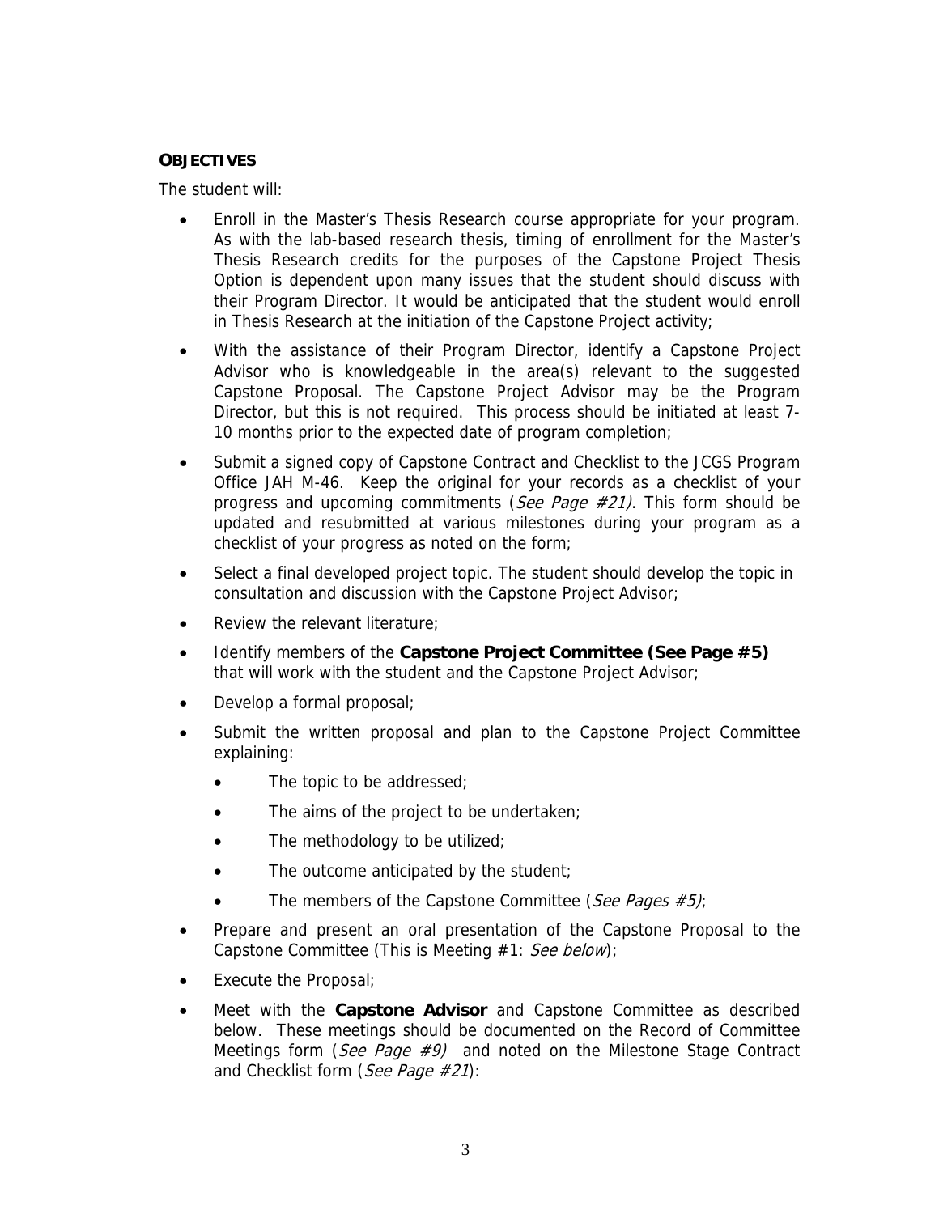**OBJECTIVES**

The student will:

- Enroll in the Master's Thesis Research course appropriate for your program. As with the lab-based research thesis, timing of enrollment for the Master's Thesis Research credits for the purposes of the Capstone Project Thesis Option is dependent upon many issues that the student should discuss with their Program Director. It would be anticipated that the student would enroll in Thesis Research at the initiation of the Capstone Project activity;
- With the assistance of their Program Director, identify a Capstone Project Advisor who is knowledgeable in the area(s) relevant to the suggested Capstone Proposal. The Capstone Project Advisor may be the Program Director, but this is not required. This process should be initiated at least 7-10 months prior to the expected date of program completion;
- Submit a signed copy of Capstone Contract and Checklist to the JCGS Program Office JAH M-46. Keep the original for your records as a checklist of your progress and upcoming commitments (*See Page #21).* This form should be updated and resubmitted at various milestones during your program as a checklist of your progress as noted on the form;
- Select a final developed project topic. The student should develop the topic in consultation and discussion with the Capstone Project Advisor;
- Review the relevant literature;
- Identify members of the **Capstone Project Committee (See Page #5)** that will work with the student and the Capstone Project Advisor;
- Develop a formal proposal;
- Submit the written proposal and plan to the Capstone Project Committee explaining:
  - The topic to be addressed;
  - The aims of the project to be undertaken;
  - The methodology to be utilized;
  - The outcome anticipated by the student;
  - The members of the Capstone Committee (*See Pages #5)*;
- Prepare and present an oral presentation of the Capstone Proposal to the Capstone Committee (This is Meeting #1: *See below*);
- Execute the Proposal;
- Meet with the **Capstone Advisor** and Capstone Committee as described below. These meetings should be documented on the Record of Committee Meetings form (*See Page #9)* and noted on the Milestone Stage Contract and Checklist form (*See Page #21*):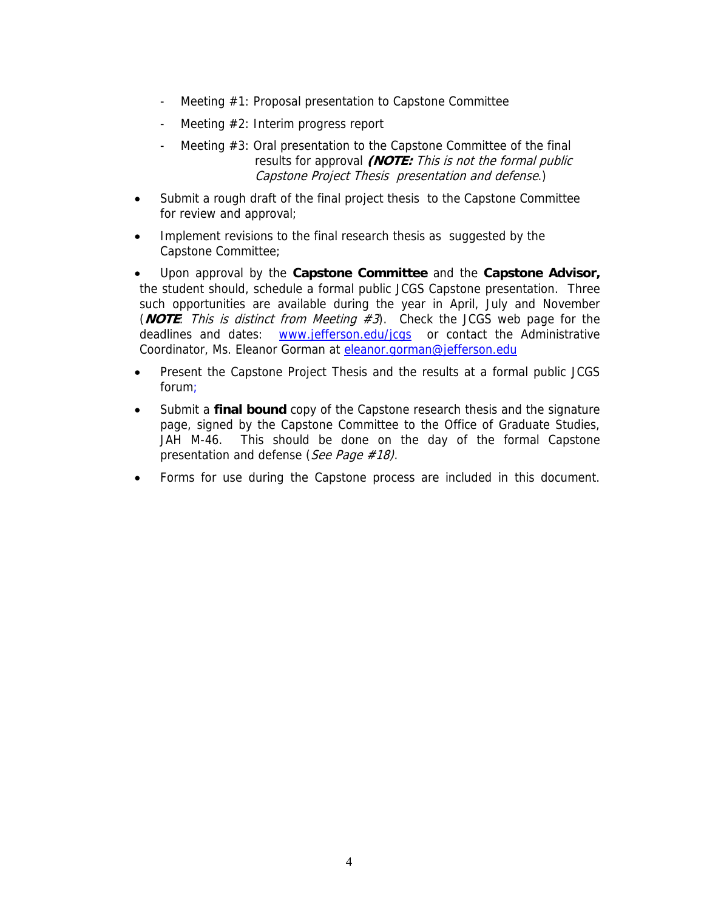- Meeting #1: Proposal presentation to Capstone Committee
- Meeting #2: Interim progress report
- Meeting #3: Oral presentation to the Capstone Committee of the final results for approval ***(NOTE:*** *This is not the formal public Capstone Project Thesis presentation and defense*.)

- Submit a rough draft of the final project thesis to the Capstone Committee for review and approval;
- Implement revisions to the final research thesis as suggested by the Capstone Committee;
- Upon approval by the **Capstone Committee** and the **Capstone Advisor,** the student should, schedule a formal public JCGS Capstone presentation. Three such opportunities are available during the year in April, July and November (***NOTE***: *This is distinct from Meeting #3*). Check the JCGS web page for the deadlines and dates: www.jefferson.edu/jcgs or contact the Administrative Coordinator, Ms. Eleanor Gorman at eleanor.gorman@jefferson.edu
- Present the Capstone Project Thesis and the results at a formal public JCGS forum;
- Submit a **final bound** copy of the Capstone research thesis and the signature page, signed by the Capstone Committee to the Office of Graduate Studies, JAH M-46. This should be done on the day of the formal Capstone presentation and defense (*See Page #18)*.
- Forms for use during the Capstone process are included in this document.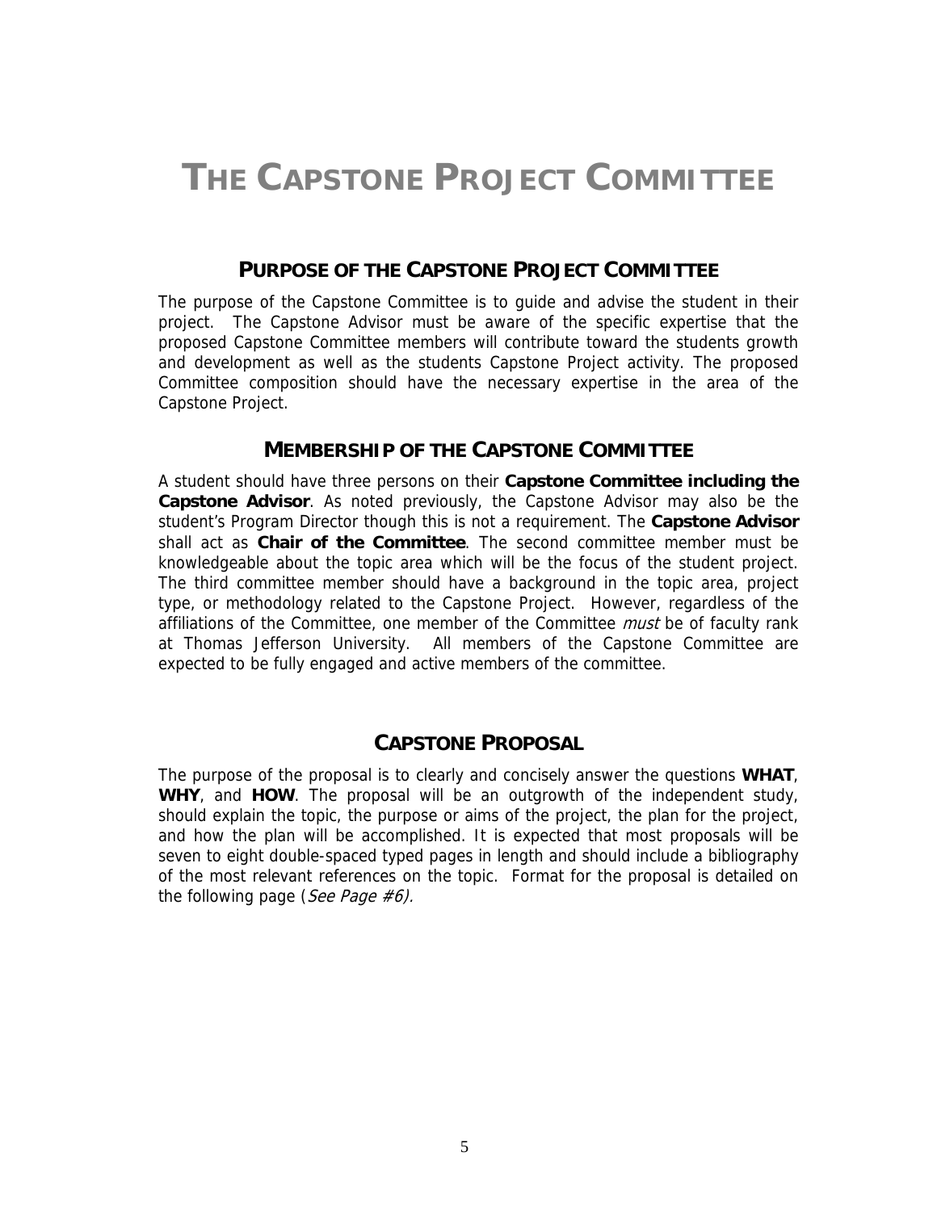# THE CAPSTONE PROJECT COMMITTEE

## PURPOSE OF THE CAPSTONE PROJECT COMMITTEE

The purpose of the Capstone Committee is to guide and advise the student in their project. The Capstone Advisor must be aware of the specific expertise that the proposed Capstone Committee members will contribute toward the students growth and development as well as the students Capstone Project activity. The proposed Committee composition should have the necessary expertise in the area of the Capstone Project.

## MEMBERSHIP OF THE CAPSTONE COMMITTEE

A student should have three persons on their **Capstone Committee including the Capstone Advisor**. As noted previously, the Capstone Advisor may also be the student's Program Director though this is not a requirement. The **Capstone Advisor** shall act as **Chair of the Committee**. The second committee member must be knowledgeable about the topic area which will be the focus of the student project. The third committee member should have a background in the topic area, project type, or methodology related to the Capstone Project. However, regardless of the affiliations of the Committee, one member of the Committee *must* be of faculty rank at Thomas Jefferson University. All members of the Capstone Committee are expected to be fully engaged and active members of the committee.

## CAPSTONE PROPOSAL

The purpose of the proposal is to clearly and concisely answer the questions **WHAT**, **WHY**, and **HOW**. The proposal will be an outgrowth of the independent study, should explain the topic, the purpose or aims of the project, the plan for the project, and how the plan will be accomplished. It is expected that most proposals will be seven to eight double-spaced typed pages in length and should include a bibliography of the most relevant references on the topic. Format for the proposal is detailed on the following page (*See Page #6).*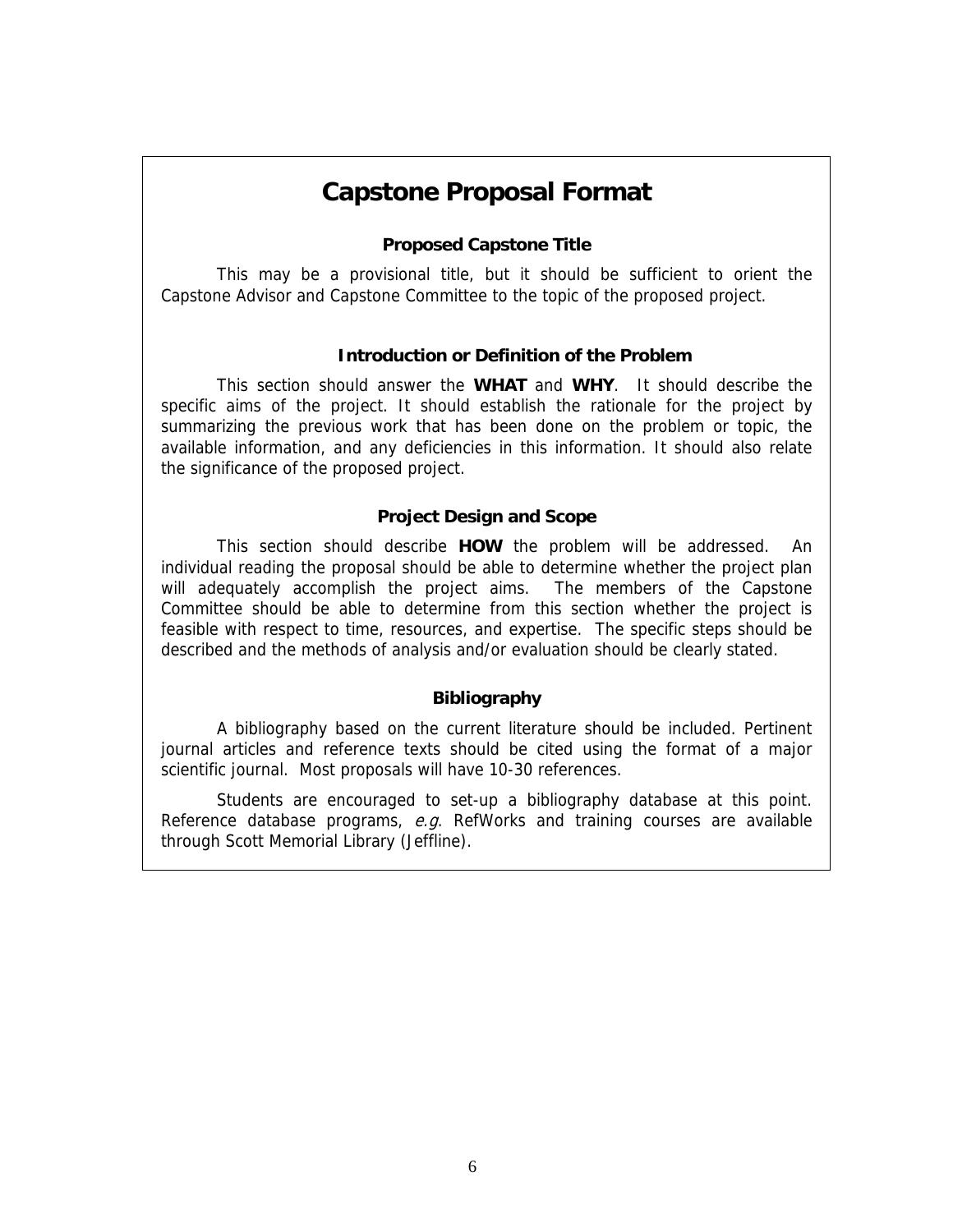# Capstone Proposal Format

### Proposed Capstone Title

This may be a provisional title, but it should be sufficient to orient the Capstone Advisor and Capstone Committee to the topic of the proposed project.

### Introduction or Definition of the Problem

This section should answer the **WHAT** and **WHY**. It should describe the specific aims of the project. It should establish the rationale for the project by summarizing the previous work that has been done on the problem or topic, the available information, and any deficiencies in this information. It should also relate the significance of the proposed project.

### Project Design and Scope

This section should describe **HOW** the problem will be addressed. An individual reading the proposal should be able to determine whether the project plan will adequately accomplish the project aims. The members of the Capstone Committee should be able to determine from this section whether the project is feasible with respect to time, resources, and expertise. The specific steps should be described and the methods of analysis and/or evaluation should be clearly stated.

### Bibliography

A bibliography based on the current literature should be included. Pertinent journal articles and reference texts should be cited using the format of a major scientific journal. Most proposals will have 10-30 references.

Students are encouraged to set-up a bibliography database at this point. Reference database programs, *e.g*. RefWorks and training courses are available through Scott Memorial Library (Jeffline).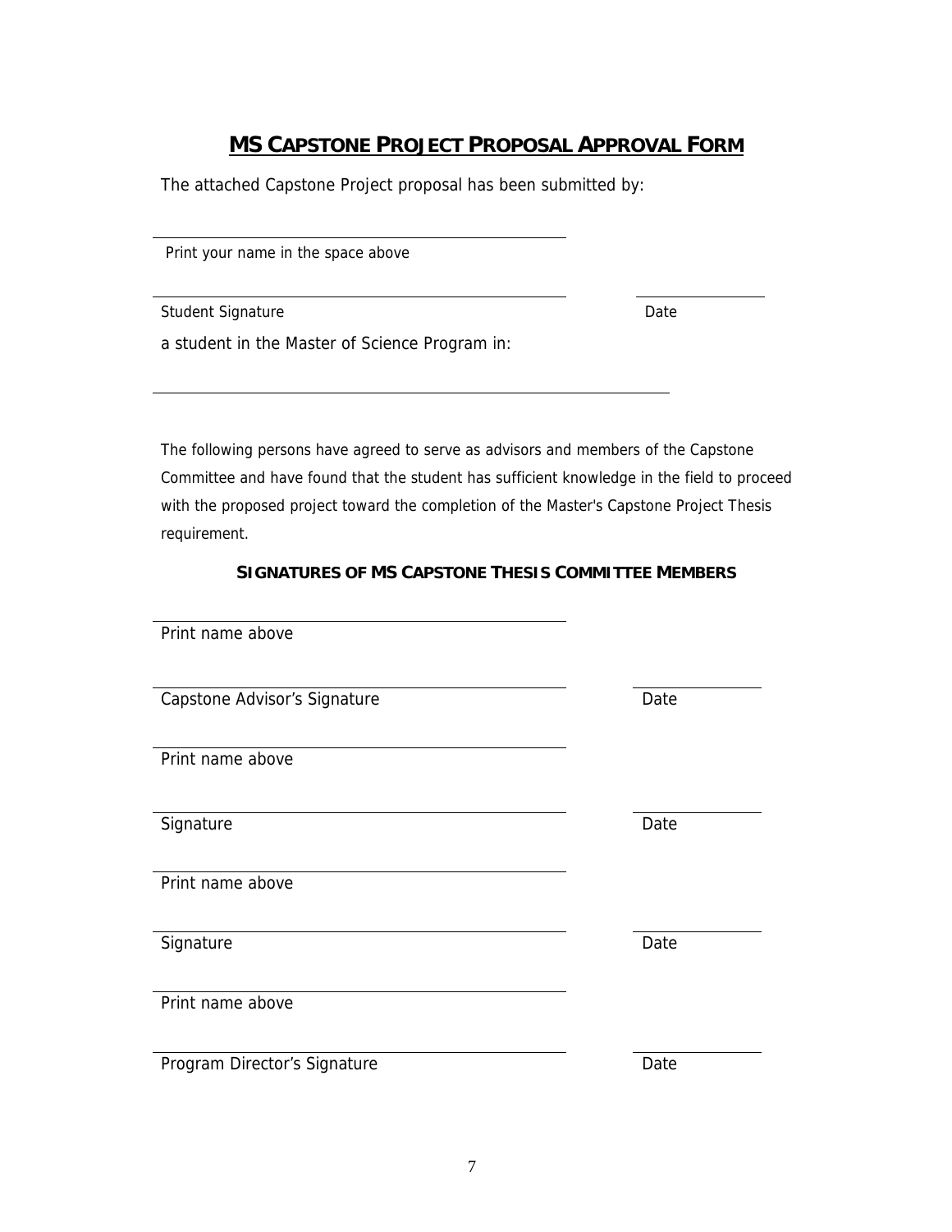## MS CAPSTONE PROJECT PROPOSAL APPROVAL FORM

The attached Capstone Project proposal has been submitted by:

\_\_\_\_\_\_\_\_\_\_\_\_\_\_\_\_\_\_\_\_\_\_\_\_\_\_\_\_\_\_\_\_\_\_\_\_\_\_\_\_

Print your name in the space above

\_\_\_\_\_\_\_\_\_\_\_\_\_\_\_\_\_\_\_\_\_\_\_\_\_\_\_\_\_\_\_\_\_\_\_\_\_\_\_\_ \_\_\_\_\_\_\_\_\_\_\_\_\_\_

Student Signature Date

a student in the Master of Science Program in:

\_\_\_\_\_\_\_\_\_\_\_\_\_\_\_\_\_\_\_\_\_\_\_\_\_\_\_\_\_\_\_\_\_\_\_\_\_\_\_\_\_\_\_\_\_\_\_\_\_\_\_\_

The following persons have agreed to serve as advisors and members of the Capstone Committee and have found that the student has sufficient knowledge in the field to proceed with the proposed project toward the completion of the Master's Capstone Project Thesis requirement.

### SIGNATURES OF MS CAPSTONE THESIS COMMITTEE MEMBERS

\_\_\_\_\_\_\_\_\_\_\_\_\_\_\_\_\_\_\_\_\_\_\_\_\_\_\_\_\_\_\_\_\_\_\_\_\_\_\_\_

Print name above

\_\_\_\_\_\_\_\_\_\_\_\_\_\_\_\_\_\_\_\_\_\_\_\_\_\_\_\_\_\_\_\_\_\_\_\_\_\_\_\_ \_\_\_\_\_\_\_\_\_\_\_\_\_\_

Capstone Advisor's Signature Date

\_\_\_\_\_\_\_\_\_\_\_\_\_\_\_\_\_\_\_\_\_\_\_\_\_\_\_\_\_\_\_\_\_\_\_\_\_\_\_\_

Print name above

\_\_\_\_\_\_\_\_\_\_\_\_\_\_\_\_\_\_\_\_\_\_\_\_\_\_\_\_\_\_\_\_\_\_\_\_\_\_\_\_ \_\_\_\_\_\_\_\_\_\_\_\_\_\_

Signature Date

\_\_\_\_\_\_\_\_\_\_\_\_\_\_\_\_\_\_\_\_\_\_\_\_\_\_\_\_\_\_\_\_\_\_\_\_\_\_\_\_

Print name above

\_\_\_\_\_\_\_\_\_\_\_\_\_\_\_\_\_\_\_\_\_\_\_\_\_\_\_\_\_\_\_\_\_\_\_\_\_\_\_\_ \_\_\_\_\_\_\_\_\_\_\_\_\_\_

Signature Date

\_\_\_\_\_\_\_\_\_\_\_\_\_\_\_\_\_\_\_\_\_\_\_\_\_\_\_\_\_\_\_\_\_\_\_\_\_\_\_\_

Print name above

\_\_\_\_\_\_\_\_\_\_\_\_\_\_\_\_\_\_\_\_\_\_\_\_\_\_\_\_\_\_\_\_\_\_\_\_\_\_\_\_ \_\_\_\_\_\_\_\_\_\_\_\_\_\_

Program Director's Signature Date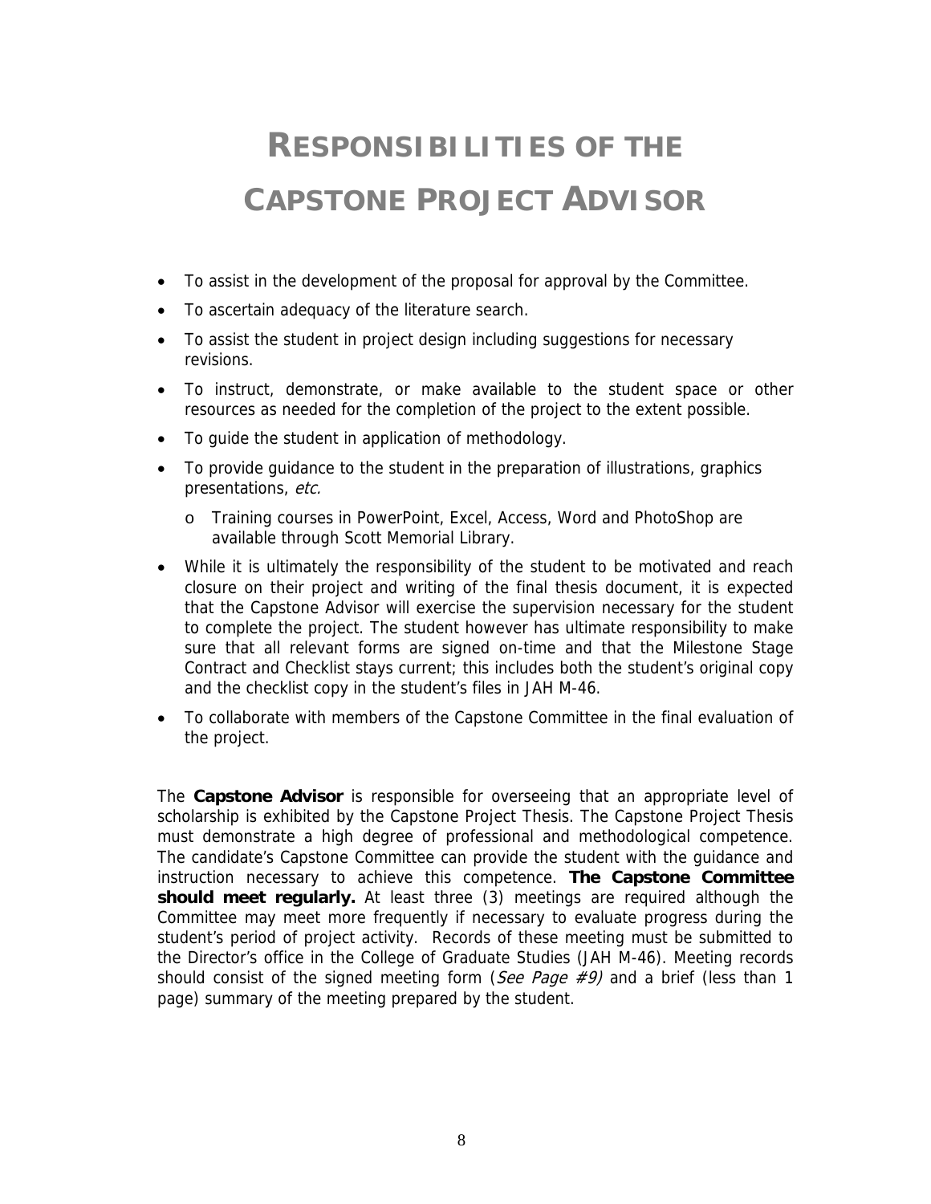# RESPONSIBILITIES OF THE CAPSTONE PROJECT ADVISOR

- To assist in the development of the proposal for approval by the Committee.
- To ascertain adequacy of the literature search.
- To assist the student in project design including suggestions for necessary revisions.
- To instruct, demonstrate, or make available to the student space or other resources as needed for the completion of the project to the extent possible.
- To guide the student in application of methodology.
- To provide guidance to the student in the preparation of illustrations, graphics presentations, *etc.*
  - Training courses in PowerPoint, Excel, Access, Word and PhotoShop are available through Scott Memorial Library.
- While it is ultimately the responsibility of the student to be motivated and reach closure on their project and writing of the final thesis document, it is expected that the Capstone Advisor will exercise the supervision necessary for the student to complete the project. The student however has ultimate responsibility to make sure that all relevant forms are signed on-time and that the Milestone Stage Contract and Checklist stays current; this includes both the student's original copy and the checklist copy in the student's files in JAH M-46.
- To collaborate with members of the Capstone Committee in the final evaluation of the project.

The **Capstone Advisor** is responsible for overseeing that an appropriate level of scholarship is exhibited by the Capstone Project Thesis. The Capstone Project Thesis must demonstrate a high degree of professional and methodological competence. The candidate's Capstone Committee can provide the student with the guidance and instruction necessary to achieve this competence. **The Capstone Committee should meet regularly.** At least three (3) meetings are required although the Committee may meet more frequently if necessary to evaluate progress during the student's period of project activity. Records of these meeting must be submitted to the Director's office in the College of Graduate Studies (JAH M-46). Meeting records should consist of the signed meeting form (*See Page #9)* and a brief (less than 1 page) summary of the meeting prepared by the student.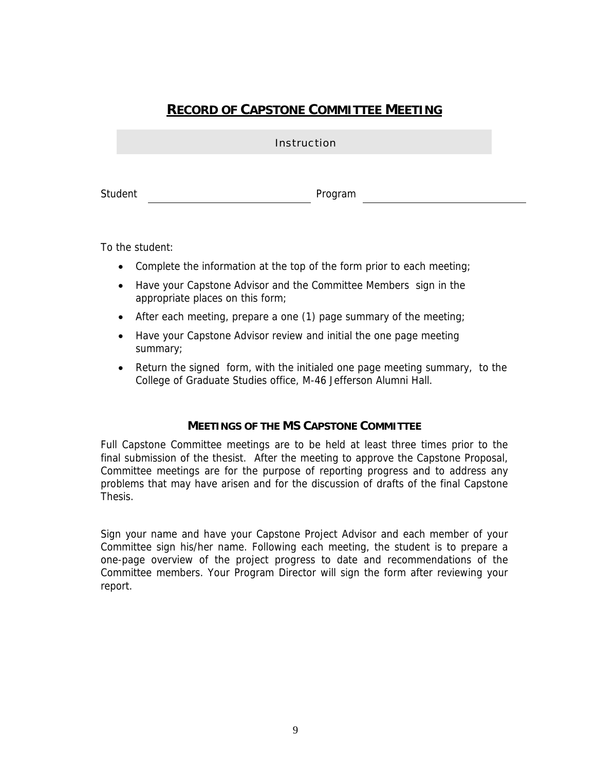# **RECORD OF CAPSTONE COMMITTEE MEETING**

Instruction

Student \_\_\_\_\_\_\_\_\_\_\_\_\_\_\_\_\_\_\_\_\_\_\_\_\_\_\_\_ Program \_\_\_\_\_\_\_\_\_\_\_\_\_\_\_\_\_\_\_\_\_\_\_\_\_\_\_\_

To the student:

- Complete the information at the top of the form prior to each meeting;
- Have your Capstone Advisor and the Committee Members sign in the appropriate places on this form;
- After each meeting, prepare a one (1) page summary of the meeting;
- Have your Capstone Advisor review and initial the one page meeting summary;
- Return the signed form, with the initialed one page meeting summary, to the College of Graduate Studies office, M-46 Jefferson Alumni Hall.

### **MEETINGS OF THE MS CAPSTONE COMMITTEE**

Full Capstone Committee meetings are to be held at least three times prior to the final submission of the thesist. After the meeting to approve the Capstone Proposal, Committee meetings are for the purpose of reporting progress and to address any problems that may have arisen and for the discussion of drafts of the final Capstone Thesis.

Sign your name and have your Capstone Project Advisor and each member of your Committee sign his/her name. Following each meeting, the student is to prepare a one-page overview of the project progress to date and recommendations of the Committee members. Your Program Director will sign the form after reviewing your report.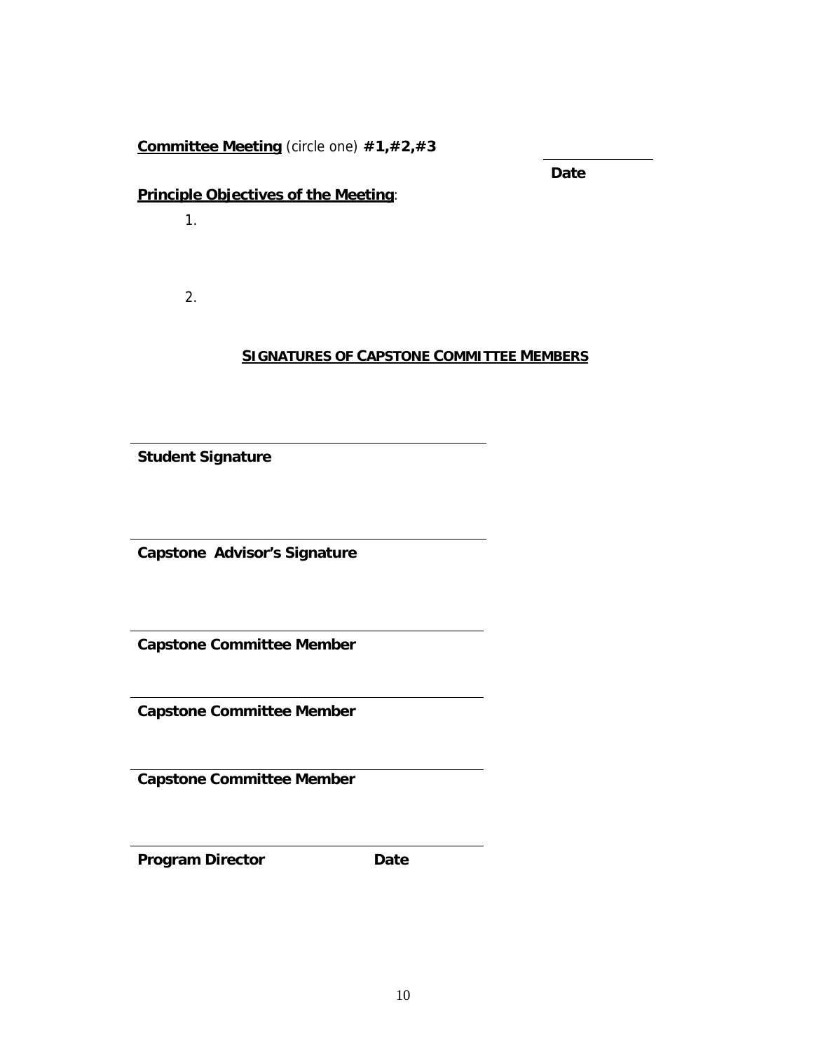**Committee Meeting** (circle one) **#1,#2,#3**

\_\_\_\_\_\_\_\_\_\_\_\_\_\_\_\_
**Date**

**Principle Objectives of the Meeting**:

1.

2.

## SIGNATURES OF CAPSTONE COMMITTEE MEMBERS

\_\_\_\_\_\_\_\_\_\_\_\_\_\_\_\_\_\_\_\_\_\_\_\_\_\_\_\_\_\_\_\_\_\_\_\_\_\_
**Student Signature**

\_\_\_\_\_\_\_\_\_\_\_\_\_\_\_\_\_\_\_\_\_\_\_\_\_\_\_\_\_\_\_\_\_\_\_\_\_\_
**Capstone Advisor's Signature**

\_\_\_\_\_\_\_\_\_\_\_\_\_\_\_\_\_\_\_\_\_\_\_\_\_\_\_\_\_\_\_\_\_\_\_\_\_\_
**Capstone Committee Member**

\_\_\_\_\_\_\_\_\_\_\_\_\_\_\_\_\_\_\_\_\_\_\_\_\_\_\_\_\_\_\_\_\_\_\_\_\_\_
**Capstone Committee Member**

\_\_\_\_\_\_\_\_\_\_\_\_\_\_\_\_\_\_\_\_\_\_\_\_\_\_\_\_\_\_\_\_\_\_\_\_\_\_
**Capstone Committee Member**

\_\_\_\_\_\_\_\_\_\_\_\_\_\_\_\_\_\_\_\_\_\_\_\_\_\_\_\_\_\_\_\_\_\_\_\_\_\_
**Program Director** **Date**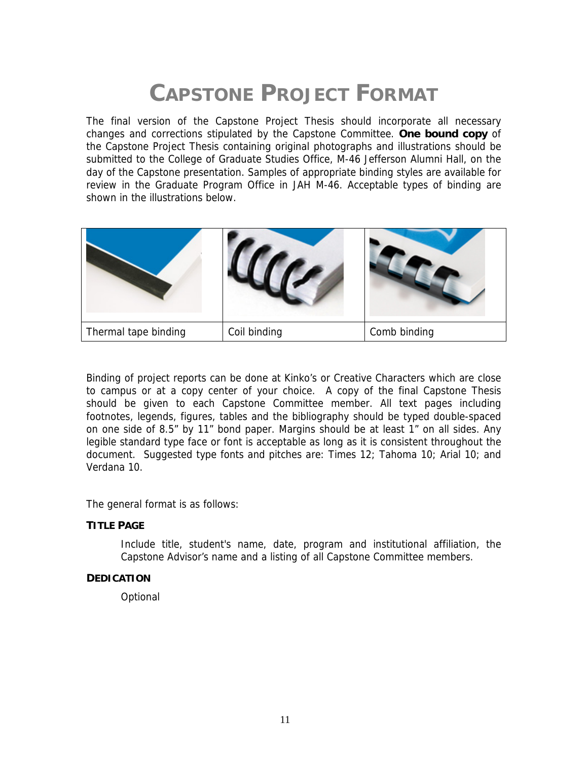# CAPSTONE PROJECT FORMAT

The final version of the Capstone Project Thesis should incorporate all necessary changes and corrections stipulated by the Capstone Committee. **One bound copy** of the Capstone Project Thesis containing original photographs and illustrations should be submitted to the College of Graduate Studies Office, M-46 Jefferson Alumni Hall, on the day of the Capstone presentation. Samples of appropriate binding styles are available for review in the Graduate Program Office in JAH M-46. Acceptable types of binding are shown in the illustrations below.

| | | |
|---|---|---|
| Thermal tape binding | Coil binding | Comb binding |

Binding of project reports can be done at Kinko's or Creative Characters which are close to campus or at a copy center of your choice. A copy of the final Capstone Thesis should be given to each Capstone Committee member. All text pages including footnotes, legends, figures, tables and the bibliography should be typed double-spaced on one side of 8.5" by 11" bond paper. Margins should be at least 1" on all sides. Any legible standard type face or font is acceptable as long as it is consistent throughout the document. Suggested type fonts and pitches are: Times 12; Tahoma 10; Arial 10; and Verdana 10.

The general format is as follows:

**TITLE PAGE**

Include title, student's name, date, program and institutional affiliation, the Capstone Advisor's name and a listing of all Capstone Committee members.

**DEDICATION**

Optional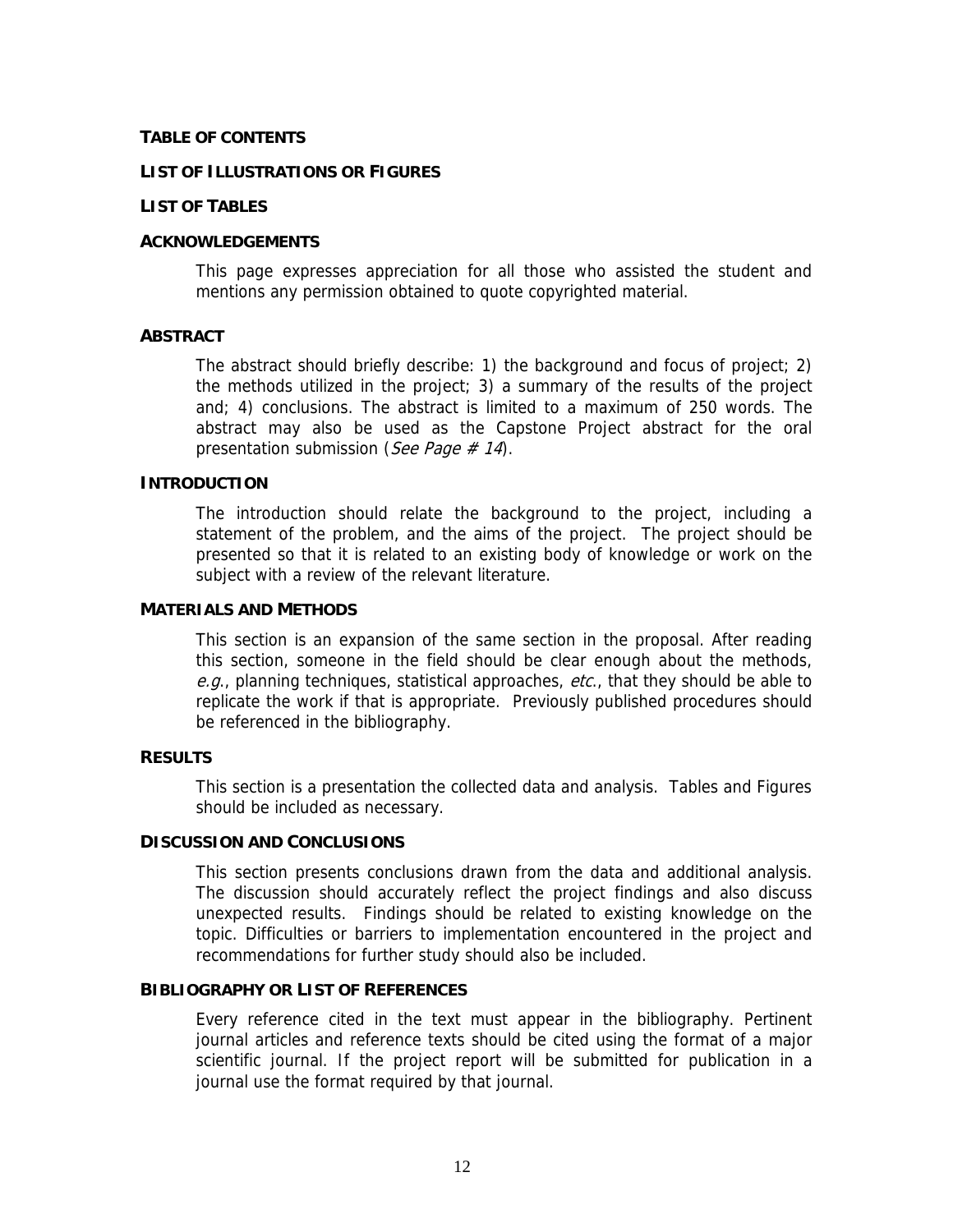**TABLE OF CONTENTS**

**LIST OF ILLUSTRATIONS OR FIGURES**

**LIST OF TABLES**

**ACKNOWLEDGEMENTS**

This page expresses appreciation for all those who assisted the student and mentions any permission obtained to quote copyrighted material.

**ABSTRACT**

The abstract should briefly describe: 1) the background and focus of project; 2) the methods utilized in the project; 3) a summary of the results of the project and; 4) conclusions. The abstract is limited to a maximum of 250 words. The abstract may also be used as the Capstone Project abstract for the oral presentation submission (*See Page # 14*).

**INTRODUCTION**

The introduction should relate the background to the project, including a statement of the problem, and the aims of the project. The project should be presented so that it is related to an existing body of knowledge or work on the subject with a review of the relevant literature.

**MATERIALS AND METHODS**

This section is an expansion of the same section in the proposal. After reading this section, someone in the field should be clear enough about the methods, *e.g.*, planning techniques, statistical approaches, *etc*., that they should be able to replicate the work if that is appropriate. Previously published procedures should be referenced in the bibliography.

**RESULTS**

This section is a presentation the collected data and analysis. Tables and Figures should be included as necessary.

**DISCUSSION AND CONCLUSIONS**

This section presents conclusions drawn from the data and additional analysis. The discussion should accurately reflect the project findings and also discuss unexpected results. Findings should be related to existing knowledge on the topic. Difficulties or barriers to implementation encountered in the project and recommendations for further study should also be included.

**BIBLIOGRAPHY OR LIST OF REFERENCES**

Every reference cited in the text must appear in the bibliography. Pertinent journal articles and reference texts should be cited using the format of a major scientific journal. If the project report will be submitted for publication in a journal use the format required by that journal.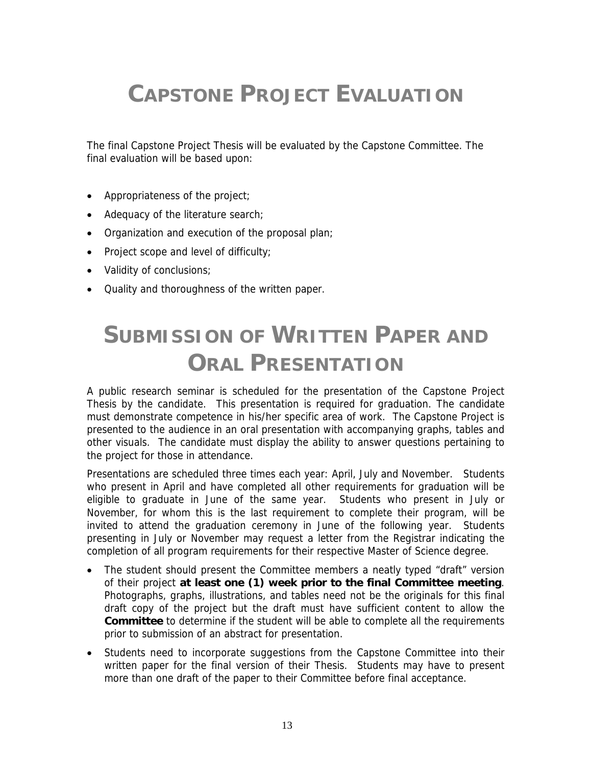# Capstone Project Evaluation

The final Capstone Project Thesis will be evaluated by the Capstone Committee. The final evaluation will be based upon:

- Appropriateness of the project;
- Adequacy of the literature search;
- Organization and execution of the proposal plan;
- Project scope and level of difficulty;
- Validity of conclusions;
- Quality and thoroughness of the written paper.

# Submission of Written Paper and Oral Presentation

A public research seminar is scheduled for the presentation of the Capstone Project Thesis by the candidate. This presentation is required for graduation. The candidate must demonstrate competence in his/her specific area of work. The Capstone Project is presented to the audience in an oral presentation with accompanying graphs, tables and other visuals. The candidate must display the ability to answer questions pertaining to the project for those in attendance.

Presentations are scheduled three times each year: April, July and November. Students who present in April and have completed all other requirements for graduation will be eligible to graduate in June of the same year. Students who present in July or November, for whom this is the last requirement to complete their program, will be invited to attend the graduation ceremony in June of the following year. Students presenting in July or November may request a letter from the Registrar indicating the completion of all program requirements for their respective Master of Science degree.

- The student should present the Committee members a neatly typed "draft" version of their project **at least one (1) week prior to the final Committee meeting**. Photographs, graphs, illustrations, and tables need not be the originals for this final draft copy of the project but the draft must have sufficient content to allow the **Committee** to determine if the student will be able to complete all the requirements prior to submission of an abstract for presentation.
- Students need to incorporate suggestions from the Capstone Committee into their written paper for the final version of their Thesis. Students may have to present more than one draft of the paper to their Committee before final acceptance.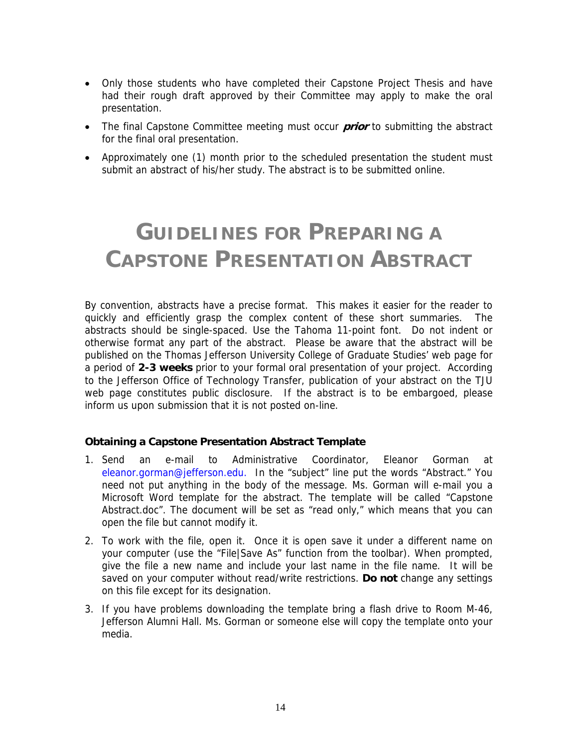- Only those students who have completed their Capstone Project Thesis and have had their rough draft approved by their Committee may apply to make the oral presentation.
- The final Capstone Committee meeting must occur ***prior*** to submitting the abstract for the final oral presentation.
- Approximately one (1) month prior to the scheduled presentation the student must submit an abstract of his/her study. The abstract is to be submitted online.

# GUIDELINES FOR PREPARING A CAPSTONE PRESENTATION ABSTRACT

By convention, abstracts have a precise format. This makes it easier for the reader to quickly and efficiently grasp the complex content of these short summaries. The abstracts should be single-spaced. Use the Tahoma 11-point font. Do not indent or otherwise format any part of the abstract. Please be aware that the abstract will be published on the Thomas Jefferson University College of Graduate Studies' web page for a period of **2-3 weeks** prior to your formal oral presentation of your project. According to the Jefferson Office of Technology Transfer, publication of your abstract on the TJU web page constitutes public disclosure. If the abstract is to be embargoed, please inform us upon submission that it is not posted on-line.

**Obtaining a Capstone Presentation Abstract Template**

1. Send an e-mail to Administrative Coordinator, Eleanor Gorman at eleanor.gorman@jefferson.edu. In the "subject" line put the words "Abstract." You need not put anything in the body of the message. Ms. Gorman will e-mail you a Microsoft Word template for the abstract. The template will be called "Capstone Abstract.doc". The document will be set as "read only," which means that you can open the file but cannot modify it.
2. To work with the file, open it. Once it is open save it under a different name on your computer (use the "File|Save As" function from the toolbar). When prompted, give the file a new name and include your last name in the file name. It will be saved on your computer without read/write restrictions. **Do not** change any settings on this file except for its designation.
3. If you have problems downloading the template bring a flash drive to Room M-46, Jefferson Alumni Hall. Ms. Gorman or someone else will copy the template onto your media.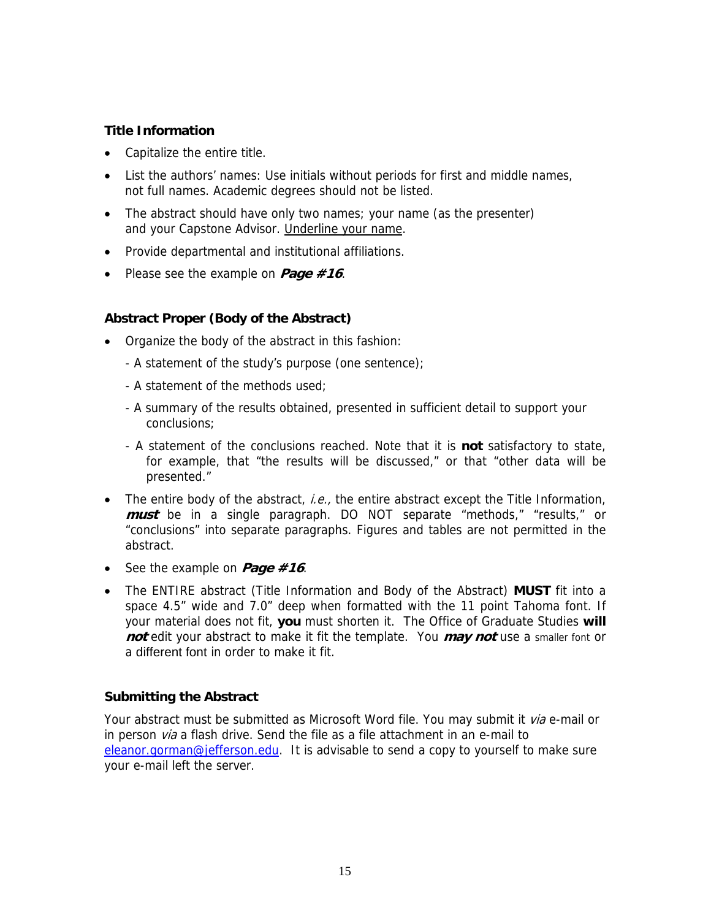### Title Information

- Capitalize the entire title.
- List the authors' names: Use initials without periods for first and middle names, not full names. Academic degrees should not be listed.
- The abstract should have only two names; your name (as the presenter) and your Capstone Advisor. <u>Underline your name</u>.
- Provide departmental and institutional affiliations.
- Please see the example on ***Page #16***.

### Abstract Proper (Body of the Abstract)

- Organize the body of the abstract in this fashion:
  - A statement of the study's purpose (one sentence);
  - A statement of the methods used;
  - A summary of the results obtained, presented in sufficient detail to support your conclusions;
  - A statement of the conclusions reached. Note that it is **not** satisfactory to state, for example, that "the results will be discussed," or that "other data will be presented."
- The entire body of the abstract, *i.e.,* the entire abstract except the Title Information, ***must*** be in a single paragraph. DO NOT separate "methods," "results," or "conclusions" into separate paragraphs. Figures and tables are not permitted in the abstract.
- See the example on ***Page #16***.
- The ENTIRE abstract (Title Information and Body of the Abstract) **MUST** fit into a space 4.5" wide and 7.0" deep when formatted with the 11 point Tahoma font. If your material does not fit, **you** must shorten it. The Office of Graduate Studies **will *not*** edit your abstract to make it fit the template. You ***may not*** use a smaller font or a different font in order to make it fit.

### Submitting the Abstract

Your abstract must be submitted as Microsoft Word file. You may submit it *via* e-mail or in person *via* a flash drive. Send the file as a file attachment in an e-mail to eleanor.gorman@jefferson.edu. It is advisable to send a copy to yourself to make sure your e-mail left the server.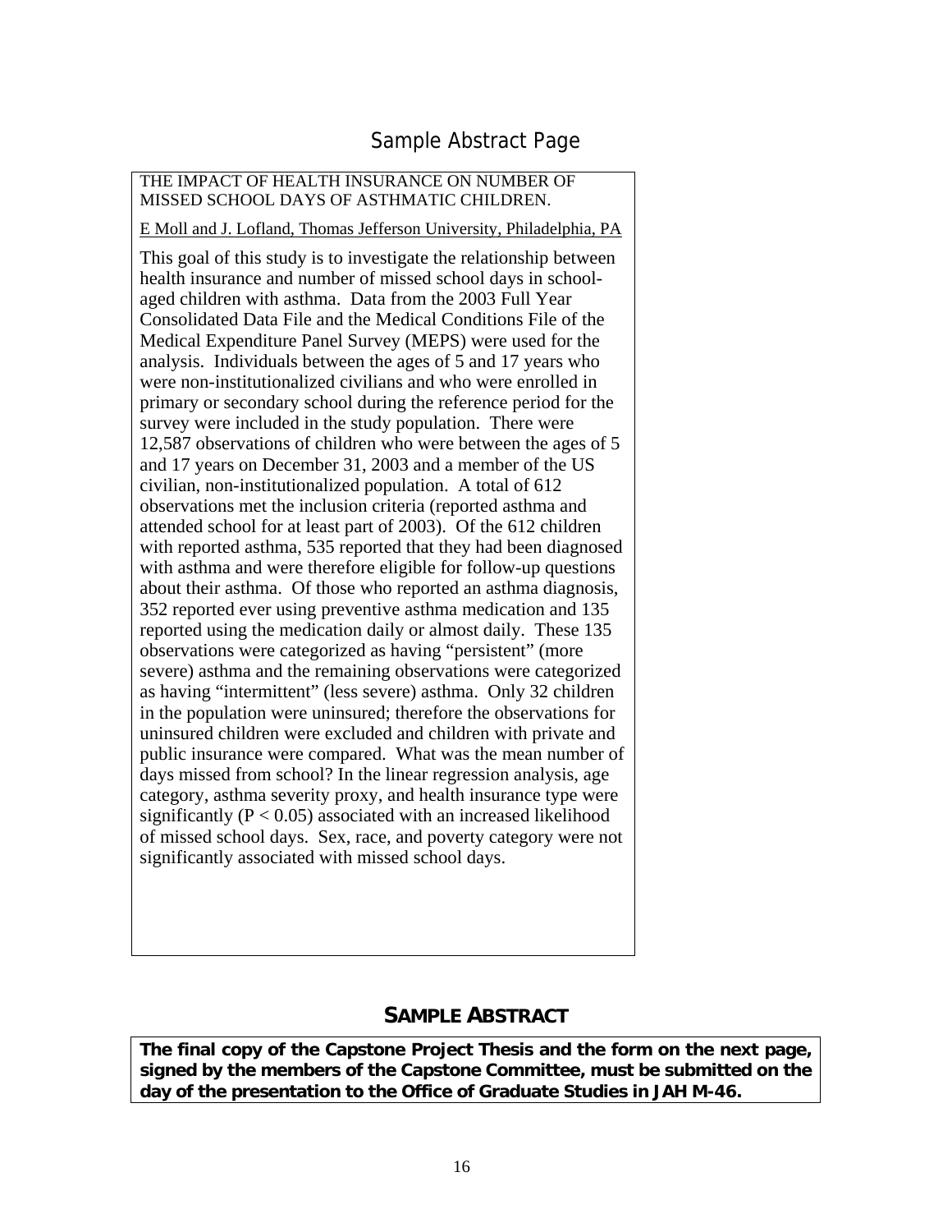# Sample Abstract Page

THE IMPACT OF HEALTH INSURANCE ON NUMBER OF MISSED SCHOOL DAYS OF ASTHMATIC CHILDREN.

E Moll and J. Lofland, Thomas Jefferson University, Philadelphia, PA

This goal of this study is to investigate the relationship between health insurance and number of missed school days in school-aged children with asthma. Data from the 2003 Full Year Consolidated Data File and the Medical Conditions File of the Medical Expenditure Panel Survey (MEPS) were used for the analysis. Individuals between the ages of 5 and 17 years who were non-institutionalized civilians and who were enrolled in primary or secondary school during the reference period for the survey were included in the study population. There were 12,587 observations of children who were between the ages of 5 and 17 years on December 31, 2003 and a member of the US civilian, non-institutionalized population. A total of 612 observations met the inclusion criteria (reported asthma and attended school for at least part of 2003). Of the 612 children with reported asthma, 535 reported that they had been diagnosed with asthma and were therefore eligible for follow-up questions about their asthma. Of those who reported an asthma diagnosis, 352 reported ever using preventive asthma medication and 135 reported using the medication daily or almost daily. These 135 observations were categorized as having "persistent" (more severe) asthma and the remaining observations were categorized as having "intermittent" (less severe) asthma. Only 32 children in the population were uninsured; therefore the observations for uninsured children were excluded and children with private and public insurance were compared. What was the mean number of days missed from school? In the linear regression analysis, age category, asthma severity proxy, and health insurance type were significantly ($P < 0.05$) associated with an increased likelihood of missed school days. Sex, race, and poverty category were not significantly associated with missed school days.

## SAMPLE ABSTRACT

**The final copy of the Capstone Project Thesis and the form on the next page, signed by the members of the Capstone Committee, must be submitted on the day of the presentation to the Office of Graduate Studies in JAH M-46.**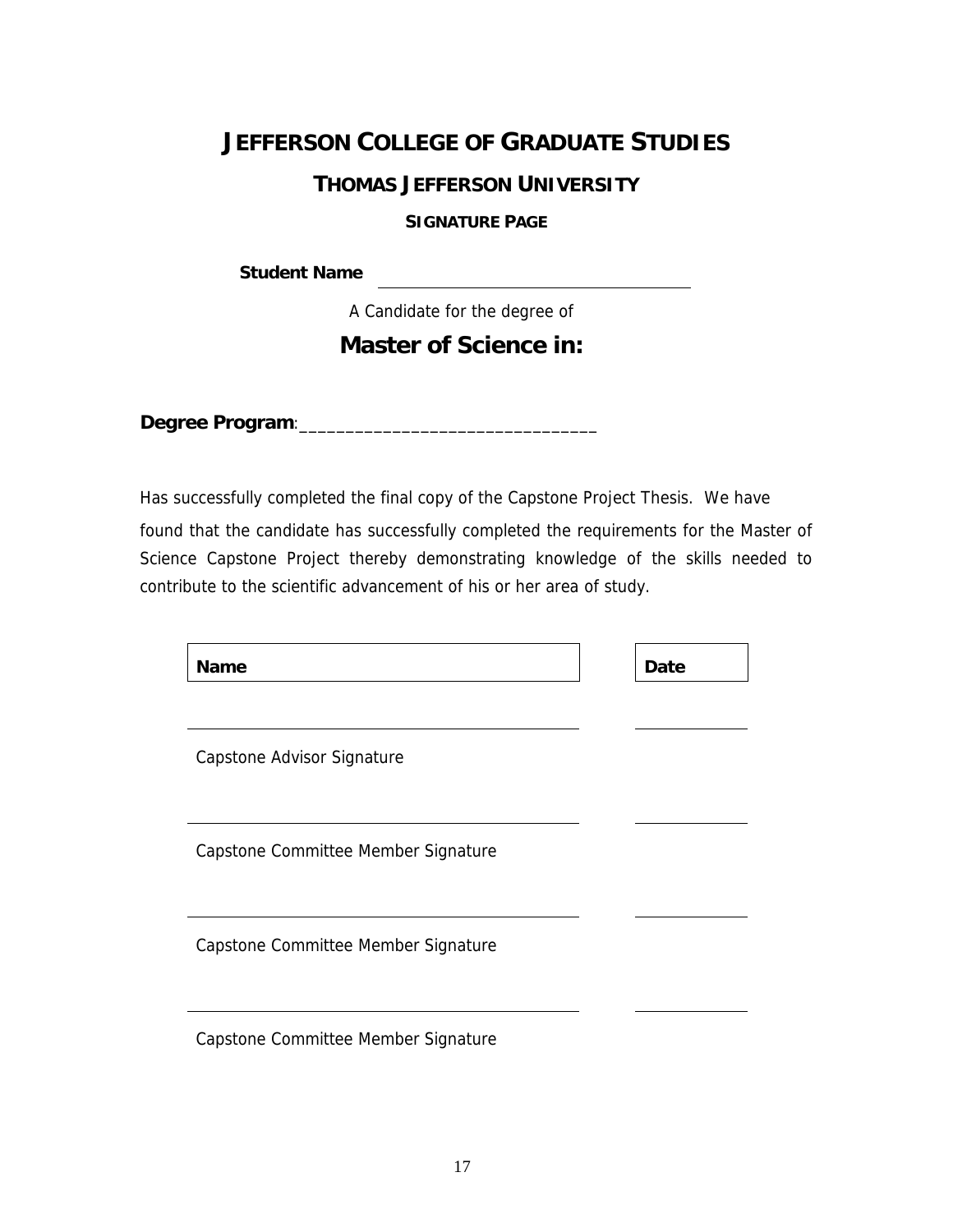# JEFFERSON COLLEGE OF GRADUATE STUDIES

## THOMAS JEFFERSON UNIVERSITY

### SIGNATURE PAGE

**Student Name** ________________________________

A Candidate for the degree of

## Master of Science in:

**Degree Program**:_______________________________

Has successfully completed the final copy of the Capstone Project Thesis. We have found that the candidate has successfully completed the requirements for the Master of Science Capstone Project thereby demonstrating knowledge of the skills needed to contribute to the scientific advancement of his or her area of study.

| Name | Date |
| --- | --- |
| ________________________________ | ____________ |
| Capstone Advisor Signature | |
| ________________________________ | ____________ |
| Capstone Committee Member Signature | |
| ________________________________ | ____________ |
| Capstone Committee Member Signature | |
| ________________________________ | ____________ |
| Capstone Committee Member Signature | |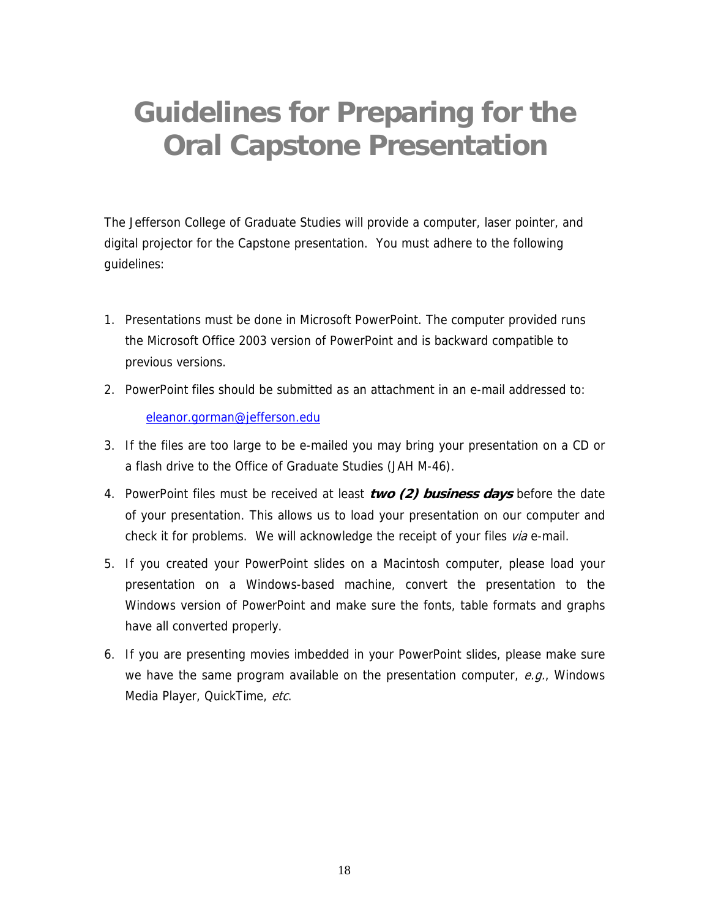# Guidelines for Preparing for the Oral Capstone Presentation

The Jefferson College of Graduate Studies will provide a computer, laser pointer, and digital projector for the Capstone presentation. You must adhere to the following guidelines:

1. Presentations must be done in Microsoft PowerPoint. The computer provided runs the Microsoft Office 2003 version of PowerPoint and is backward compatible to previous versions.
2. PowerPoint files should be submitted as an attachment in an e-mail addressed to:

   eleanor.gorman@jefferson.edu

3. If the files are too large to be e-mailed you may bring your presentation on a CD or a flash drive to the Office of Graduate Studies (JAH M-46).
4. PowerPoint files must be received at least ***two (2) business days*** before the date of your presentation. This allows us to load your presentation on our computer and check it for problems. We will acknowledge the receipt of your files *via* e-mail.
5. If you created your PowerPoint slides on a Macintosh computer, please load your presentation on a Windows-based machine, convert the presentation to the Windows version of PowerPoint and make sure the fonts, table formats and graphs have all converted properly.
6. If you are presenting movies imbedded in your PowerPoint slides, please make sure we have the same program available on the presentation computer, *e.g.*, Windows Media Player, QuickTime, *etc*.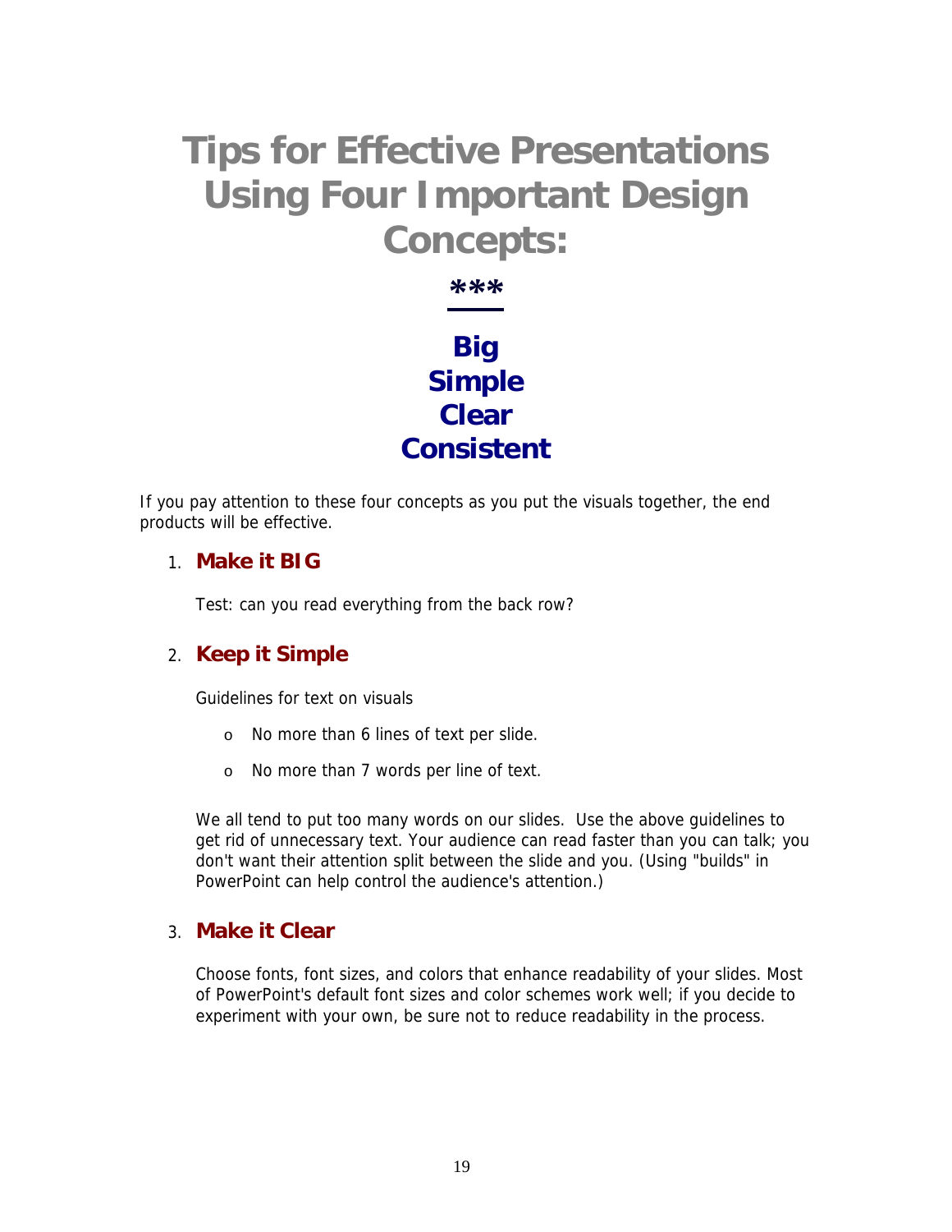# Tips for Effective Presentations Using Four Important Design Concepts:

***

**Big**
**Simple**
**Clear**
**Consistent**

If you pay attention to these four concepts as you put the visuals together, the end products will be effective.

1. **Make it BIG**

   Test: can you read everything from the back row?

2. **Keep it Simple**

   Guidelines for text on visuals

   - No more than 6 lines of text per slide.
   - No more than 7 words per line of text.

   We all tend to put too many words on our slides. Use the above guidelines to get rid of unnecessary text. Your audience can read faster than you can talk; you don't want their attention split between the slide and you. (Using "builds" in PowerPoint can help control the audience's attention.)

3. **Make it Clear**

   Choose fonts, font sizes, and colors that enhance readability of your slides. Most of PowerPoint's default font sizes and color schemes work well; if you decide to experiment with your own, be sure not to reduce readability in the process.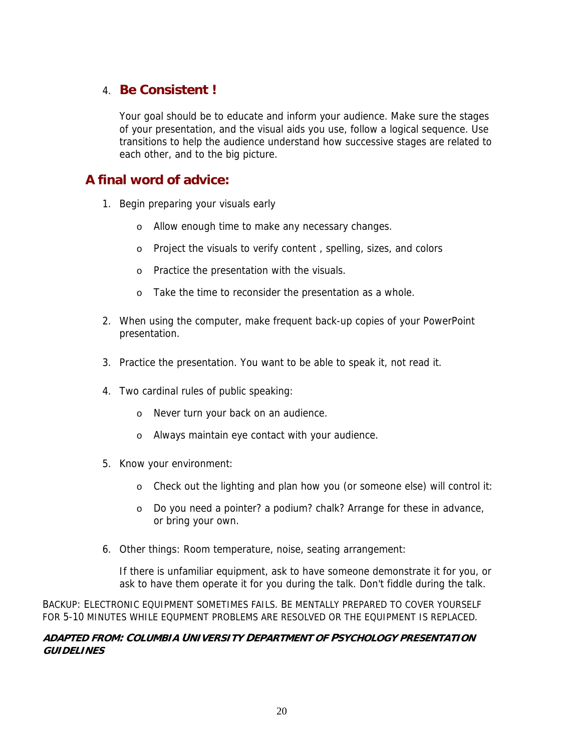4. **Be Consistent !**

   Your goal should be to educate and inform your audience. Make sure the stages of your presentation, and the visual aids you use, follow a logical sequence. Use transitions to help the audience understand how successive stages are related to each other, and to the big picture.

## A final word of advice:

1. Begin preparing your visuals early
   - Allow enough time to make any necessary changes.
   - Project the visuals to verify content , spelling, sizes, and colors
   - Practice the presentation with the visuals.
   - Take the time to reconsider the presentation as a whole.

2. When using the computer, make frequent back-up copies of your PowerPoint presentation.

3. Practice the presentation. You want to be able to speak it, not read it.

4. Two cardinal rules of public speaking:
   - Never turn your back on an audience.
   - Always maintain eye contact with your audience.

5. Know your environment:
   - Check out the lighting and plan how you (or someone else) will control it:
   - Do you need a pointer? a podium? chalk? Arrange for these in advance, or bring your own.

6. Other things: Room temperature, noise, seating arrangement:

   If there is unfamiliar equipment, ask to have someone demonstrate it for you, or ask to have them operate it for you during the talk. Don't fiddle during the talk.

BACKUP: ELECTRONIC EQUIPMENT SOMETIMES FAILS. BE MENTALLY PREPARED TO COVER YOURSELF FOR 5-10 MINUTES WHILE EQUPMENT PROBLEMS ARE RESOLVED OR THE EQUIPMENT IS REPLACED.

***ADAPTED FROM: COLUMBIA UNIVERSITY DEPARTMENT OF PSYCHOLOGY PRESENTATION GUIDELINES***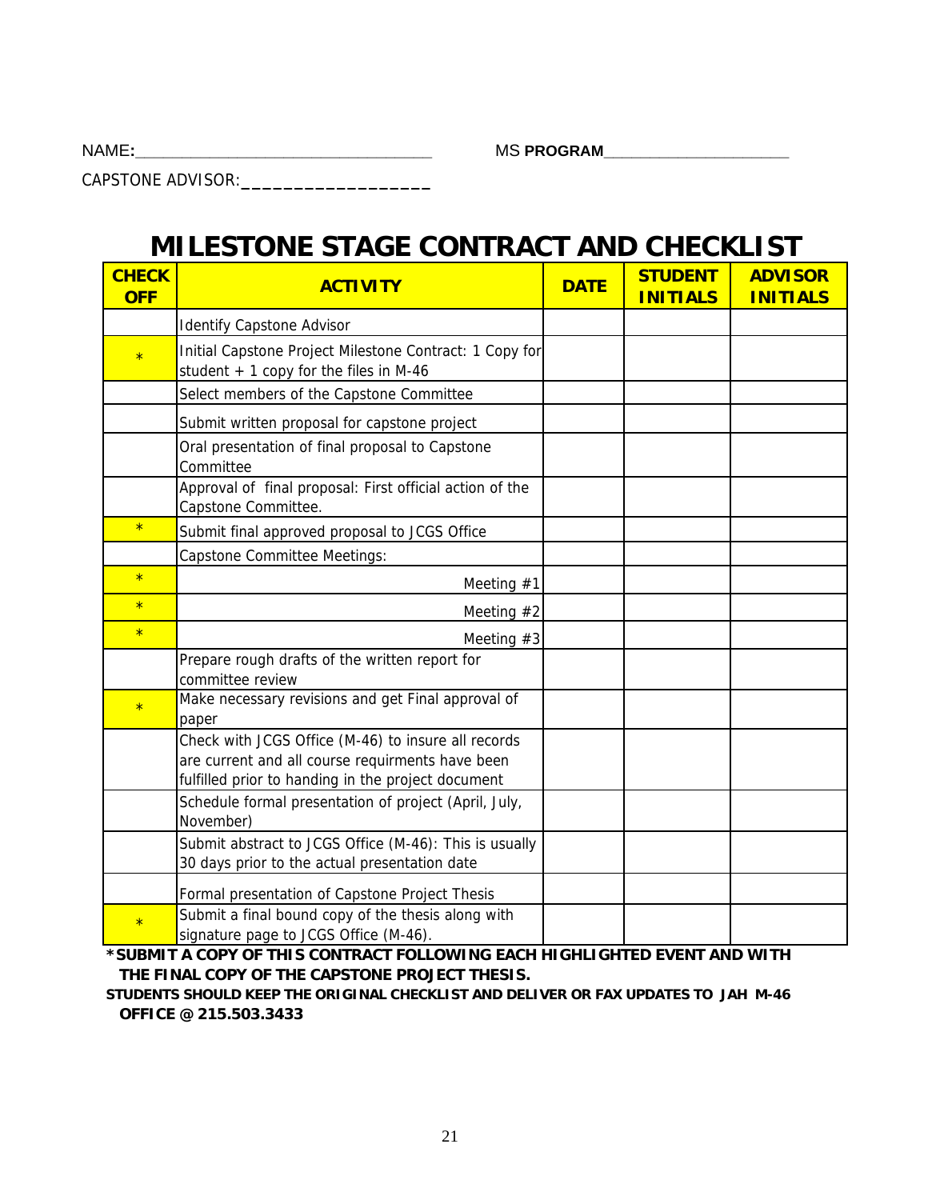NAME:___________________________________ MS **PROGRAM**_____________________

CAPSTONE ADVISOR:__________________

# MILESTONE STAGE CONTRACT AND CHECKLIST

| CHECK OFF | ACTIVITY | DATE | STUDENT INITIALS | ADVISOR INITIALS |
|---|---|---|---|---|
| | Identify Capstone Advisor | | | |
| * | Initial Capstone Project Milestone Contract: 1 Copy for student + 1 copy for the files in M-46 | | | |
| | Select members of the Capstone Committee | | | |
| | Submit written proposal for capstone project | | | |
| | Oral presentation of final proposal to Capstone Committee | | | |
| | Approval of final proposal: First official action of the Capstone Committee. | | | |
| * | Submit final approved proposal to JCGS Office | | | |
| | Capstone Committee Meetings: | | | |
| * | Meeting #1 | | | |
| * | Meeting #2 | | | |
| * | Meeting #3 | | | |
| | Prepare rough drafts of the written report for committee review | | | |
| * | Make necessary revisions and get Final approval of paper | | | |
| | Check with JCGS Office (M-46) to insure all records are current and all course requirments have been fulfilled prior to handing in the project document | | | |
| | Schedule formal presentation of project (April, July, November) | | | |
| | Submit abstract to JCGS Office (M-46): This is usually 30 days prior to the actual presentation date | | | |
| | Formal presentation of Capstone Project Thesis | | | |
| * | Submit a final bound copy of the thesis along with signature page to JCGS Office (M-46). | | | |

**\*SUBMIT A COPY OF THIS CONTRACT FOLLOWING EACH HIGHLIGHTED EVENT AND WITH THE FINAL COPY OF THE CAPSTONE PROJECT THESIS.**

**STUDENTS SHOULD KEEP THE ORIGINAL CHECKLIST AND DELIVER OR FAX UPDATES TO JAH M-46 OFFICE @ 215.503.3433**